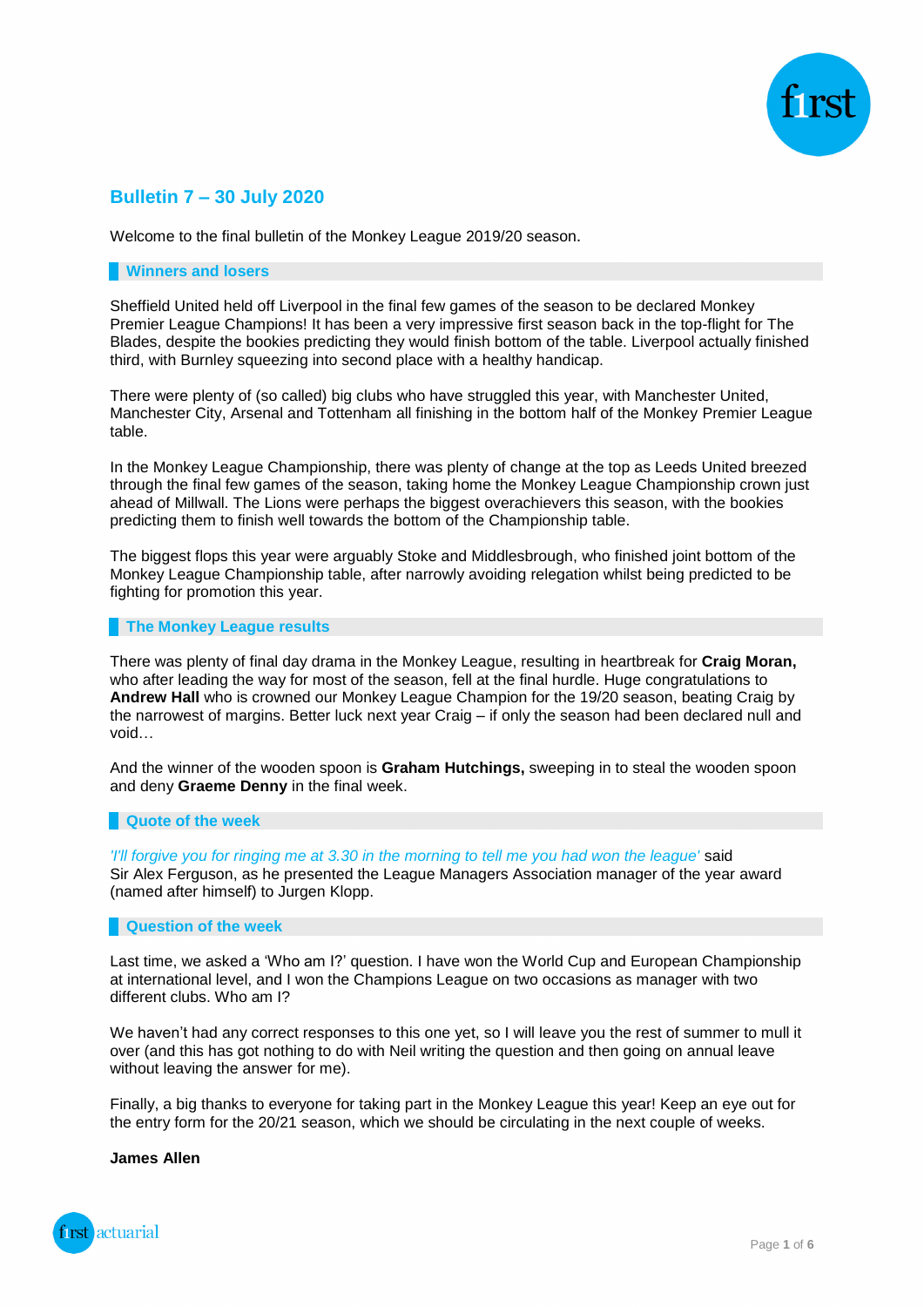## Bulletin 7 – 30 July 2020

Welcome to the final bulletin of the Monkey League 2019/20 season.

### Winners and losers

Sheffield United held off Liverpool in the final few games of the season to be declared Monkey Premier League Champions! It has been a very impressive first season back in the top-flight for The Blades, despite the bookies predicting they would finish bottom of the table. Liverpool actually finished third, with Burnley squeezing into second place with a healthy handicap.

There were plenty of (so called) big clubs who have struggled this year, with Manchester United, Manchester City, Arsenal and Tottenham all finishing in the bottom half of the Monkey Premier League table.

In the Monkey League Championship, there was plenty of change at the top as Leeds United breezed through the final few games of the season, taking home the Monkey League Championship crown just ahead of Millwall. The Lions were perhaps the biggest overachievers this season, with the bookies predicting them to finish well towards the bottom of the Championship table.

The biggest flops this year were arguably Stoke and Middlesbrough, who finished joint bottom of the Monkey League Championship table, after narrowly avoiding relegation whilst being predicted to be fighting for promotion this year.

### The Monkey League results

There was plenty of final day drama in the Monkey League, resulting in heartbreak for **Craig Moran,** who after leading the way for most of the season, fell at the final hurdle. Huge congratulations to **Andrew Hall** who is crowned our Monkey League Champion for the 19/20 season, beating Craig by the narrowest of margins. Better luck next year Craig – if only the season had been declared null and void…

And the winner of the wooden spoon is **Graham Hutchings,** sweeping in to steal the wooden spoon and deny **Graeme Denny** in the final week.

### Quote of the week

*'I'll forgive you for ringing me at 3.30 in the morning to tell me you had won the league'* said Sir Alex Ferguson, as he presented the League Managers Association manager of the year award (named after himself) to Jurgen Klopp.

### Question of the week

Last time, we asked a 'Who am I?' question. I have won the World Cup and European Championship at international level, and I won the Champions League on two occasions as manager with two different clubs. Who am I?

We haven't had any correct responses to this one yet, so I will leave you the rest of summer to mull it over (and this has got nothing to do with Neil writing the question and then going on annual leave without leaving the answer for me).

Finally, a big thanks to everyone for taking part in the Monkey League this year! Keep an eye out for the entry form for the 20/21 season, which we should be circulating in the next couple of weeks.

**James Allen**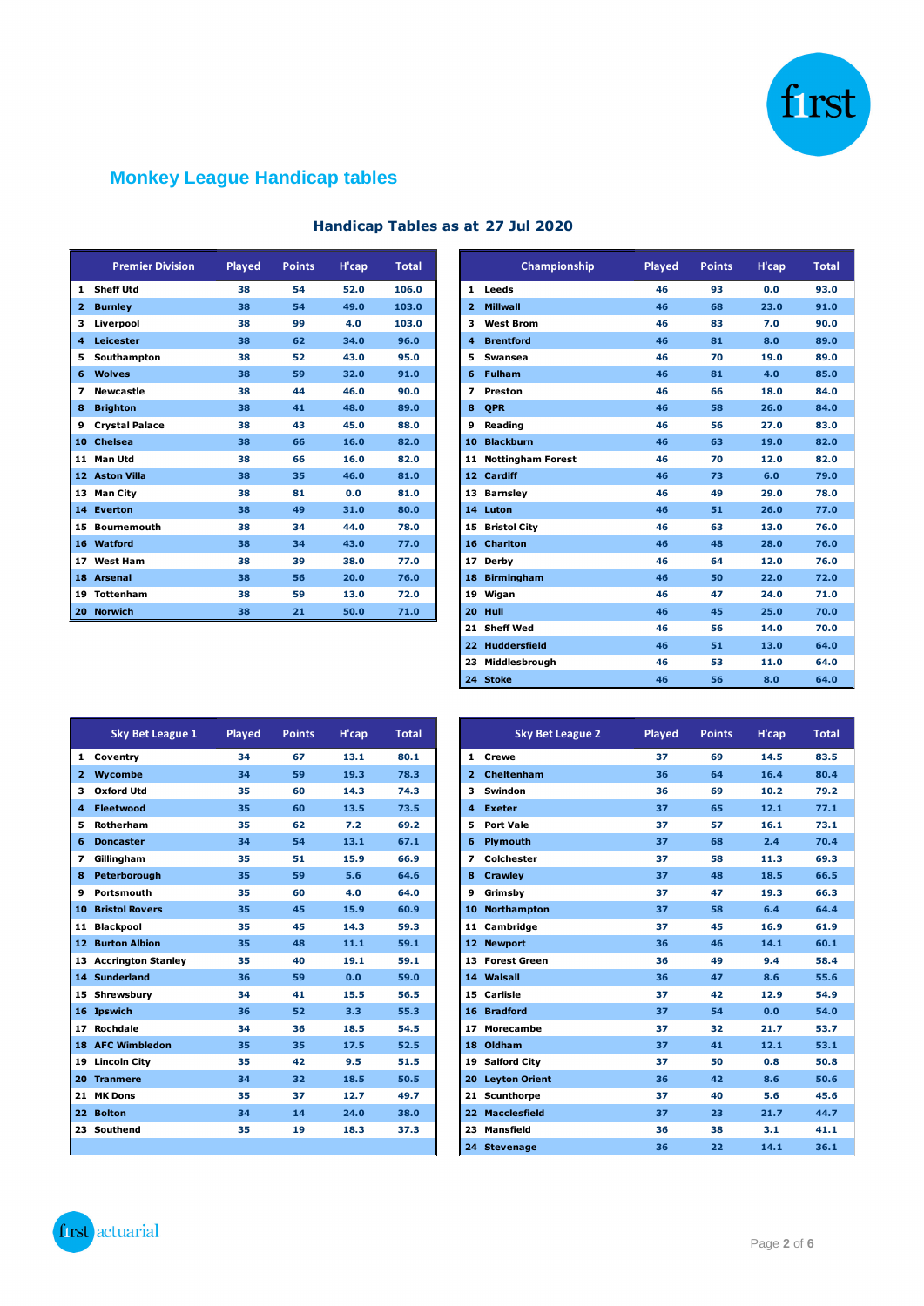## Monkey League Handicap tables

### Handicap Tables as at 27 Jul 2020

| | Premier Division | Played | Points | H'cap | Total |
|---|---|---|---|---|---|
| 1 | Sheff Utd | 38 | 54 | 52.0 | 106.0 |
| 2 | Burnley | 38 | 54 | 49.0 | 103.0 |
| 3 | Liverpool | 38 | 99 | 4.0 | 103.0 |
| 4 | Leicester | 38 | 62 | 34.0 | 96.0 |
| 5 | Southampton | 38 | 52 | 43.0 | 95.0 |
| 6 | Wolves | 38 | 59 | 32.0 | 91.0 |
| 7 | Newcastle | 38 | 44 | 46.0 | 90.0 |
| 8 | Brighton | 38 | 41 | 48.0 | 89.0 |
| 9 | Crystal Palace | 38 | 43 | 45.0 | 88.0 |
| 10 | Chelsea | 38 | 66 | 16.0 | 82.0 |
| 11 | Man Utd | 38 | 66 | 16.0 | 82.0 |
| 12 | Aston Villa | 38 | 35 | 46.0 | 81.0 |
| 13 | Man City | 38 | 81 | 0.0 | 81.0 |
| 14 | Everton | 38 | 49 | 31.0 | 80.0 |
| 15 | Bournemouth | 38 | 34 | 44.0 | 78.0 |
| 16 | Watford | 38 | 34 | 43.0 | 77.0 |
| 17 | West Ham | 38 | 39 | 38.0 | 77.0 |
| 18 | Arsenal | 38 | 56 | 20.0 | 76.0 |
| 19 | Tottenham | 38 | 59 | 13.0 | 72.0 |
| 20 | Norwich | 38 | 21 | 50.0 | 71.0 |

| | Championship | Played | Points | H'cap | Total |
|---|---|---|---|---|---|
| 1 | Leeds | 46 | 93 | 0.0 | 93.0 |
| 2 | Millwall | 46 | 68 | 23.0 | 91.0 |
| 3 | West Brom | 46 | 83 | 7.0 | 90.0 |
| 4 | Brentford | 46 | 81 | 8.0 | 89.0 |
| 5 | Swansea | 46 | 70 | 19.0 | 89.0 |
| 6 | Fulham | 46 | 81 | 4.0 | 85.0 |
| 7 | Preston | 46 | 66 | 18.0 | 84.0 |
| 8 | QPR | 46 | 58 | 26.0 | 84.0 |
| 9 | Reading | 46 | 56 | 27.0 | 83.0 |
| 10 | Blackburn | 46 | 63 | 19.0 | 82.0 |
| 11 | Nottingham Forest | 46 | 70 | 12.0 | 82.0 |
| 12 | Cardiff | 46 | 73 | 6.0 | 79.0 |
| 13 | Barnsley | 46 | 49 | 29.0 | 78.0 |
| 14 | Luton | 46 | 51 | 26.0 | 77.0 |
| 15 | Bristol City | 46 | 63 | 13.0 | 76.0 |
| 16 | Charlton | 46 | 48 | 28.0 | 76.0 |
| 17 | Derby | 46 | 64 | 12.0 | 76.0 |
| 18 | Birmingham | 46 | 50 | 22.0 | 72.0 |
| 19 | Wigan | 46 | 47 | 24.0 | 71.0 |
| 20 | Hull | 46 | 45 | 25.0 | 70.0 |
| 21 | Sheff Wed | 46 | 56 | 14.0 | 70.0 |
| 22 | Huddersfield | 46 | 51 | 13.0 | 64.0 |
| 23 | Middlesbrough | 46 | 53 | 11.0 | 64.0 |
| 24 | Stoke | 46 | 56 | 8.0 | 64.0 |

| | Sky Bet League 1 | Played | Points | H'cap | Total |
|---|---|---|---|---|---|
| 1 | Coventry | 34 | 67 | 13.1 | 80.1 |
| 2 | Wycombe | 34 | 59 | 19.3 | 78.3 |
| 3 | Oxford Utd | 35 | 60 | 14.3 | 74.3 |
| 4 | Fleetwood | 35 | 60 | 13.5 | 73.5 |
| 5 | Rotherham | 35 | 62 | 7.2 | 69.2 |
| 6 | Doncaster | 34 | 54 | 13.1 | 67.1 |
| 7 | Gillingham | 35 | 51 | 15.9 | 66.9 |
| 8 | Peterborough | 35 | 59 | 5.6 | 64.6 |
| 9 | Portsmouth | 35 | 60 | 4.0 | 64.0 |
| 10 | Bristol Rovers | 35 | 45 | 15.9 | 60.9 |
| 11 | Blackpool | 35 | 45 | 14.3 | 59.3 |
| 12 | Burton Albion | 35 | 48 | 11.1 | 59.1 |
| 13 | Accrington Stanley | 35 | 40 | 19.1 | 59.1 |
| 14 | Sunderland | 36 | 59 | 0.0 | 59.0 |
| 15 | Shrewsbury | 34 | 41 | 15.5 | 56.5 |
| 16 | Ipswich | 36 | 52 | 3.3 | 55.3 |
| 17 | Rochdale | 34 | 36 | 18.5 | 54.5 |
| 18 | AFC Wimbledon | 35 | 35 | 17.5 | 52.5 |
| 19 | Lincoln City | 35 | 42 | 9.5 | 51.5 |
| 20 | Tranmere | 34 | 32 | 18.5 | 50.5 |
| 21 | MK Dons | 35 | 37 | 12.7 | 49.7 |
| 22 | Bolton | 34 | 14 | 24.0 | 38.0 |
| 23 | Southend | 35 | 19 | 18.3 | 37.3 |

| | Sky Bet League 2 | Played | Points | H'cap | Total |
|---|---|---|---|---|---|
| 1 | Crewe | 37 | 69 | 14.5 | 83.5 |
| 2 | Cheltenham | 36 | 64 | 16.4 | 80.4 |
| 3 | Swindon | 36 | 69 | 10.2 | 79.2 |
| 4 | Exeter | 37 | 65 | 12.1 | 77.1 |
| 5 | Port Vale | 37 | 57 | 16.1 | 73.1 |
| 6 | Plymouth | 37 | 68 | 2.4 | 70.4 |
| 7 | Colchester | 37 | 58 | 11.3 | 69.3 |
| 8 | Crawley | 37 | 48 | 18.5 | 66.5 |
| 9 | Grimsby | 37 | 47 | 19.3 | 66.3 |
| 10 | Northampton | 37 | 58 | 6.4 | 64.4 |
| 11 | Cambridge | 37 | 45 | 16.9 | 61.9 |
| 12 | Newport | 36 | 46 | 14.1 | 60.1 |
| 13 | Forest Green | 36 | 49 | 9.4 | 58.4 |
| 14 | Walsall | 36 | 47 | 8.6 | 55.6 |
| 15 | Carlisle | 37 | 42 | 12.9 | 54.9 |
| 16 | Bradford | 37 | 54 | 0.0 | 54.0 |
| 17 | Morecambe | 37 | 32 | 21.7 | 53.7 |
| 18 | Oldham | 37 | 41 | 12.1 | 53.1 |
| 19 | Salford City | 37 | 50 | 0.8 | 50.8 |
| 20 | Leyton Orient | 36 | 42 | 8.6 | 50.6 |
| 21 | Scunthorpe | 37 | 40 | 5.6 | 45.6 |
| 22 | Macclesfield | 37 | 23 | 21.7 | 44.7 |
| 23 | Mansfield | 36 | 38 | 3.1 | 41.1 |
| 24 | Stevenage | 36 | 22 | 14.1 | 36.1 |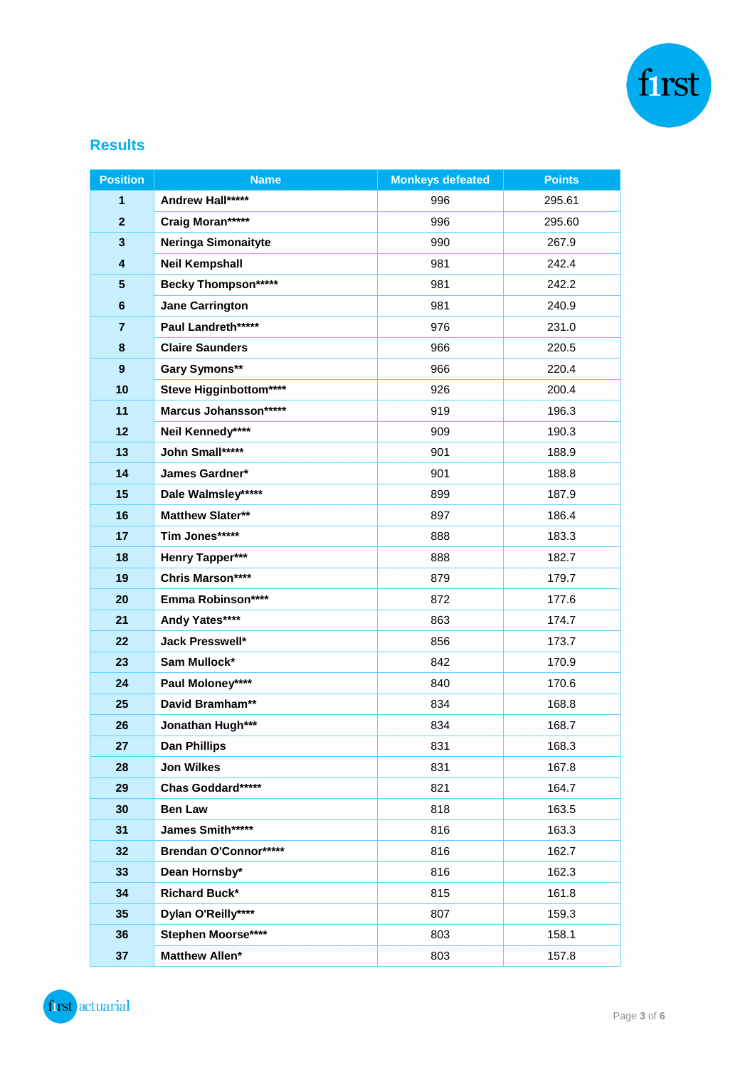## Results

| Position | Name | Monkeys defeated | Points |
|---|---|---|---|
| 1 | Andrew Hall***** | 996 | 295.61 |
| 2 | Craig Moran***** | 996 | 295.60 |
| 3 | Neringa Simonaityte | 990 | 267.9 |
| 4 | Neil Kempshall | 981 | 242.4 |
| 5 | Becky Thompson***** | 981 | 242.2 |
| 6 | Jane Carrington | 981 | 240.9 |
| 7 | Paul Landreth***** | 976 | 231.0 |
| 8 | Claire Saunders | 966 | 220.5 |
| 9 | Gary Symons** | 966 | 220.4 |
| 10 | Steve Higginbottom**** | 926 | 200.4 |
| 11 | Marcus Johansson***** | 919 | 196.3 |
| 12 | Neil Kennedy**** | 909 | 190.3 |
| 13 | John Small***** | 901 | 188.9 |
| 14 | James Gardner* | 901 | 188.8 |
| 15 | Dale Walmsley***** | 899 | 187.9 |
| 16 | Matthew Slater** | 897 | 186.4 |
| 17 | Tim Jones***** | 888 | 183.3 |
| 18 | Henry Tapper*** | 888 | 182.7 |
| 19 | Chris Marson**** | 879 | 179.7 |
| 20 | Emma Robinson**** | 872 | 177.6 |
| 21 | Andy Yates**** | 863 | 174.7 |
| 22 | Jack Presswell* | 856 | 173.7 |
| 23 | Sam Mullock* | 842 | 170.9 |
| 24 | Paul Moloney**** | 840 | 170.6 |
| 25 | David Bramham** | 834 | 168.8 |
| 26 | Jonathan Hugh*** | 834 | 168.7 |
| 27 | Dan Phillips | 831 | 168.3 |
| 28 | Jon Wilkes | 831 | 167.8 |
| 29 | Chas Goddard***** | 821 | 164.7 |
| 30 | Ben Law | 818 | 163.5 |
| 31 | James Smith***** | 816 | 163.3 |
| 32 | Brendan O'Connor***** | 816 | 162.7 |
| 33 | Dean Hornsby* | 816 | 162.3 |
| 34 | Richard Buck* | 815 | 161.8 |
| 35 | Dylan O'Reilly**** | 807 | 159.3 |
| 36 | Stephen Moorse**** | 803 | 158.1 |
| 37 | Matthew Allen* | 803 | 157.8 |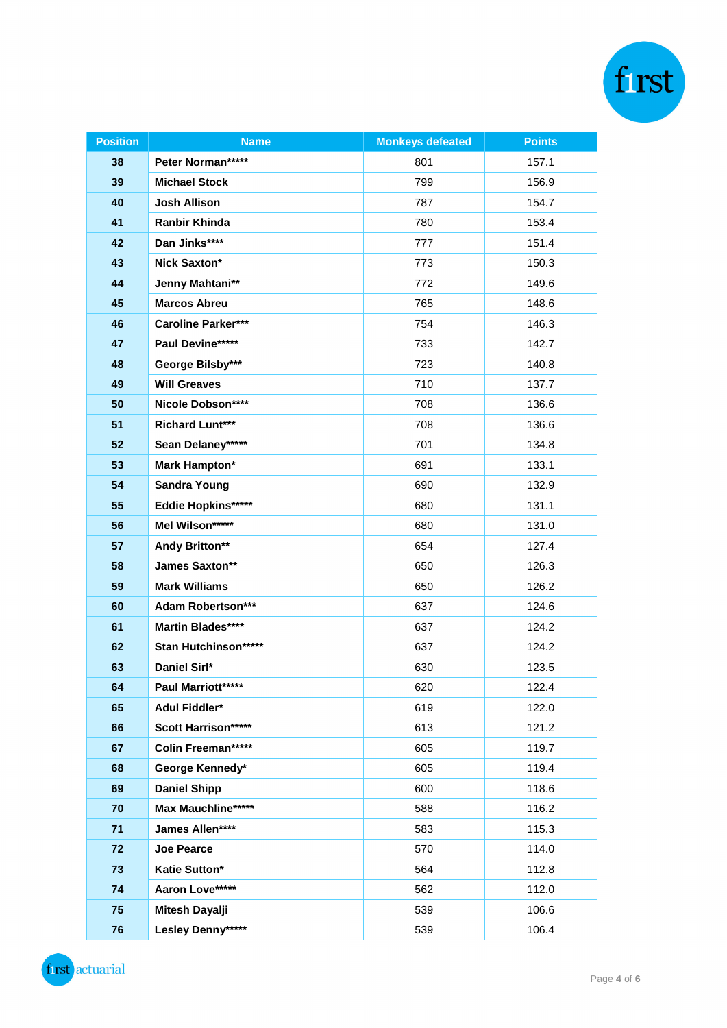| Position | Name | Monkeys defeated | Points |
|---|---|---|---|
| 38 | Peter Norman***** | 801 | 157.1 |
| 39 | Michael Stock | 799 | 156.9 |
| 40 | Josh Allison | 787 | 154.7 |
| 41 | Ranbir Khinda | 780 | 153.4 |
| 42 | Dan Jinks**** | 777 | 151.4 |
| 43 | Nick Saxton* | 773 | 150.3 |
| 44 | Jenny Mahtani** | 772 | 149.6 |
| 45 | Marcos Abreu | 765 | 148.6 |
| 46 | Caroline Parker*** | 754 | 146.3 |
| 47 | Paul Devine***** | 733 | 142.7 |
| 48 | George Bilsby*** | 723 | 140.8 |
| 49 | Will Greaves | 710 | 137.7 |
| 50 | Nicole Dobson**** | 708 | 136.6 |
| 51 | Richard Lunt*** | 708 | 136.6 |
| 52 | Sean Delaney***** | 701 | 134.8 |
| 53 | Mark Hampton* | 691 | 133.1 |
| 54 | Sandra Young | 690 | 132.9 |
| 55 | Eddie Hopkins***** | 680 | 131.1 |
| 56 | Mel Wilson***** | 680 | 131.0 |
| 57 | Andy Britton** | 654 | 127.4 |
| 58 | James Saxton** | 650 | 126.3 |
| 59 | Mark Williams | 650 | 126.2 |
| 60 | Adam Robertson*** | 637 | 124.6 |
| 61 | Martin Blades**** | 637 | 124.2 |
| 62 | Stan Hutchinson***** | 637 | 124.2 |
| 63 | Daniel Sirl* | 630 | 123.5 |
| 64 | Paul Marriott***** | 620 | 122.4 |
| 65 | Adul Fiddler* | 619 | 122.0 |
| 66 | Scott Harrison***** | 613 | 121.2 |
| 67 | Colin Freeman***** | 605 | 119.7 |
| 68 | George Kennedy* | 605 | 119.4 |
| 69 | Daniel Shipp | 600 | 118.6 |
| 70 | Max Mauchline***** | 588 | 116.2 |
| 71 | James Allen**** | 583 | 115.3 |
| 72 | Joe Pearce | 570 | 114.0 |
| 73 | Katie Sutton* | 564 | 112.8 |
| 74 | Aaron Love***** | 562 | 112.0 |
| 75 | Mitesh Dayalji | 539 | 106.6 |
| 76 | Lesley Denny***** | 539 | 106.4 |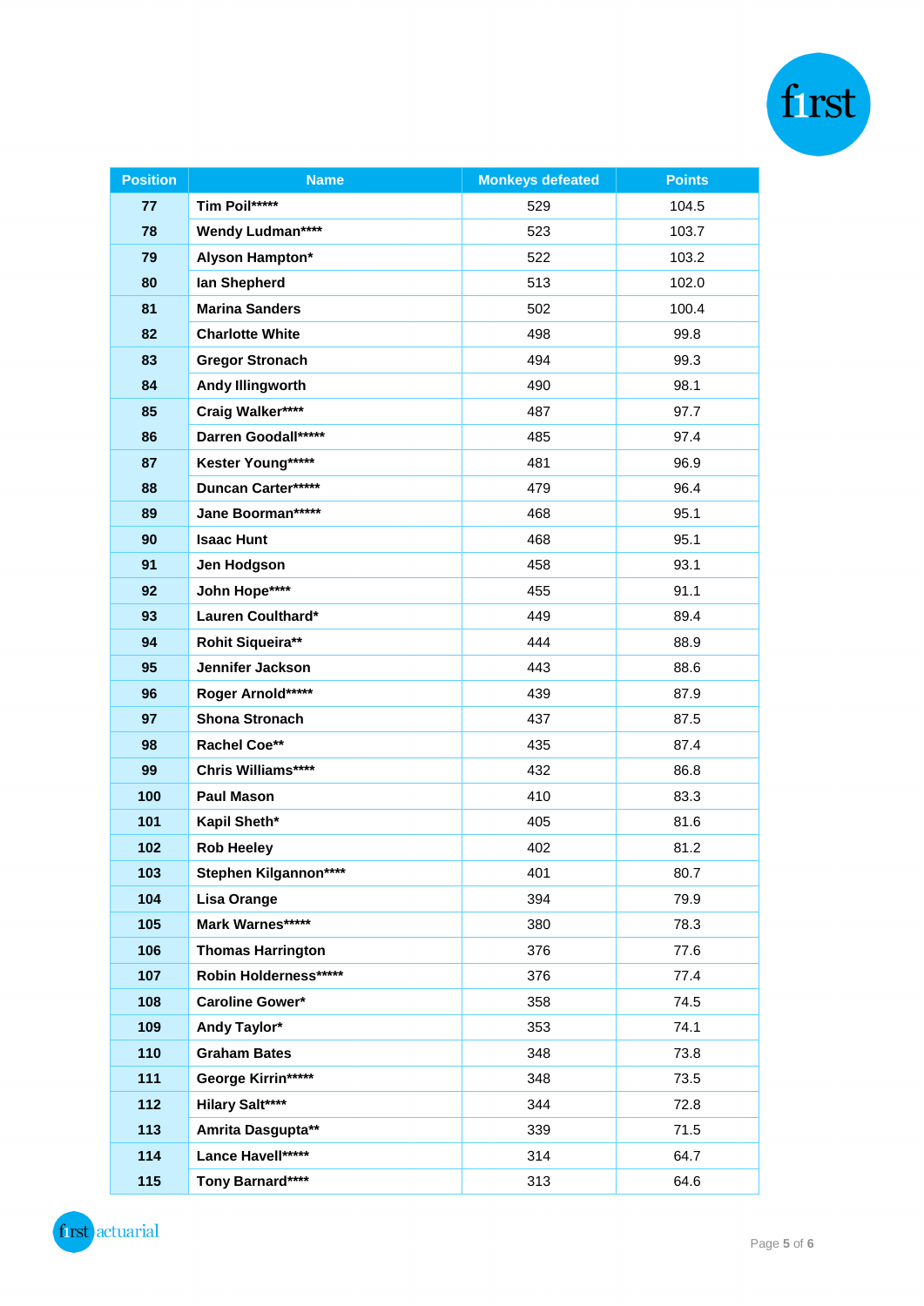| Position | Name | Monkeys defeated | Points |
|---|---|---|---|
| 77 | Tim Poil***** | 529 | 104.5 |
| 78 | Wendy Ludman**** | 523 | 103.7 |
| 79 | Alyson Hampton* | 522 | 103.2 |
| 80 | Ian Shepherd | 513 | 102.0 |
| 81 | Marina Sanders | 502 | 100.4 |
| 82 | Charlotte White | 498 | 99.8 |
| 83 | Gregor Stronach | 494 | 99.3 |
| 84 | Andy Illingworth | 490 | 98.1 |
| 85 | Craig Walker**** | 487 | 97.7 |
| 86 | Darren Goodall***** | 485 | 97.4 |
| 87 | Kester Young***** | 481 | 96.9 |
| 88 | Duncan Carter***** | 479 | 96.4 |
| 89 | Jane Boorman***** | 468 | 95.1 |
| 90 | Isaac Hunt | 468 | 95.1 |
| 91 | Jen Hodgson | 458 | 93.1 |
| 92 | John Hope**** | 455 | 91.1 |
| 93 | Lauren Coulthard* | 449 | 89.4 |
| 94 | Rohit Siqueira** | 444 | 88.9 |
| 95 | Jennifer Jackson | 443 | 88.6 |
| 96 | Roger Arnold***** | 439 | 87.9 |
| 97 | Shona Stronach | 437 | 87.5 |
| 98 | Rachel Coe** | 435 | 87.4 |
| 99 | Chris Williams**** | 432 | 86.8 |
| 100 | Paul Mason | 410 | 83.3 |
| 101 | Kapil Sheth* | 405 | 81.6 |
| 102 | Rob Heeley | 402 | 81.2 |
| 103 | Stephen Kilgannon**** | 401 | 80.7 |
| 104 | Lisa Orange | 394 | 79.9 |
| 105 | Mark Warnes***** | 380 | 78.3 |
| 106 | Thomas Harrington | 376 | 77.6 |
| 107 | Robin Holderness***** | 376 | 77.4 |
| 108 | Caroline Gower* | 358 | 74.5 |
| 109 | Andy Taylor* | 353 | 74.1 |
| 110 | Graham Bates | 348 | 73.8 |
| 111 | George Kirrin***** | 348 | 73.5 |
| 112 | Hilary Salt**** | 344 | 72.8 |
| 113 | Amrita Dasgupta** | 339 | 71.5 |
| 114 | Lance Havell***** | 314 | 64.7 |
| 115 | Tony Barnard**** | 313 | 64.6 |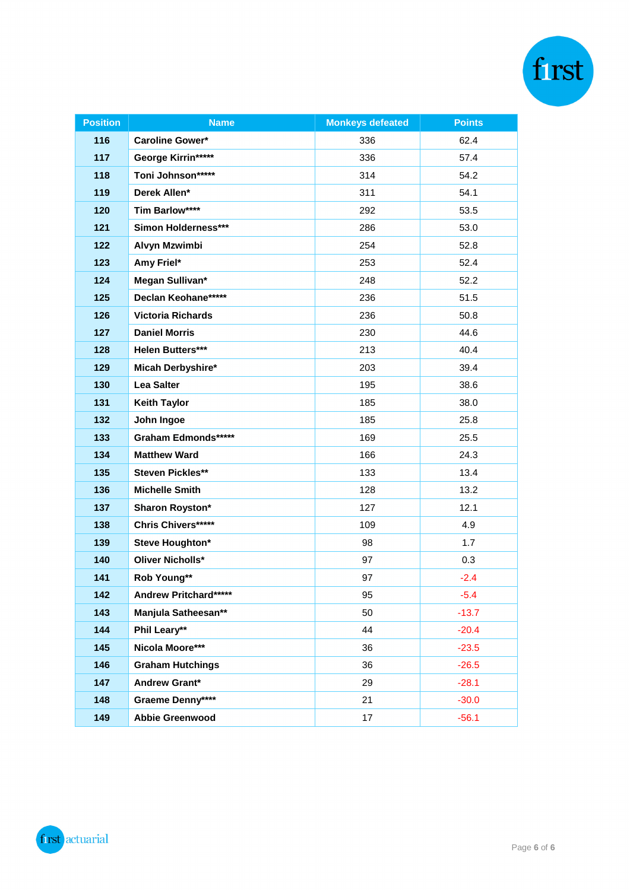| Position | Name | Monkeys defeated | Points |
|---|---|---|---|
| 116 | Caroline Gower* | 336 | 62.4 |
| 117 | George Kirrin***** | 336 | 57.4 |
| 118 | Toni Johnson***** | 314 | 54.2 |
| 119 | Derek Allen* | 311 | 54.1 |
| 120 | Tim Barlow**** | 292 | 53.5 |
| 121 | Simon Holderness*** | 286 | 53.0 |
| 122 | Alvyn Mzwimbi | 254 | 52.8 |
| 123 | Amy Friel* | 253 | 52.4 |
| 124 | Megan Sullivan* | 248 | 52.2 |
| 125 | Declan Keohane***** | 236 | 51.5 |
| 126 | Victoria Richards | 236 | 50.8 |
| 127 | Daniel Morris | 230 | 44.6 |
| 128 | Helen Butters*** | 213 | 40.4 |
| 129 | Micah Derbyshire* | 203 | 39.4 |
| 130 | Lea Salter | 195 | 38.6 |
| 131 | Keith Taylor | 185 | 38.0 |
| 132 | John Ingoe | 185 | 25.8 |
| 133 | Graham Edmonds***** | 169 | 25.5 |
| 134 | Matthew Ward | 166 | 24.3 |
| 135 | Steven Pickles** | 133 | 13.4 |
| 136 | Michelle Smith | 128 | 13.2 |
| 137 | Sharon Royston* | 127 | 12.1 |
| 138 | Chris Chivers***** | 109 | 4.9 |
| 139 | Steve Houghton* | 98 | 1.7 |
| 140 | Oliver Nicholls* | 97 | 0.3 |
| 141 | Rob Young** | 97 | -2.4 |
| 142 | Andrew Pritchard***** | 95 | -5.4 |
| 143 | Manjula Satheesan** | 50 | -13.7 |
| 144 | Phil Leary** | 44 | -20.4 |
| 145 | Nicola Moore*** | 36 | -23.5 |
| 146 | Graham Hutchings | 36 | -26.5 |
| 147 | Andrew Grant* | 29 | -28.1 |
| 148 | Graeme Denny**** | 21 | -30.0 |
| 149 | Abbie Greenwood | 17 | -56.1 |